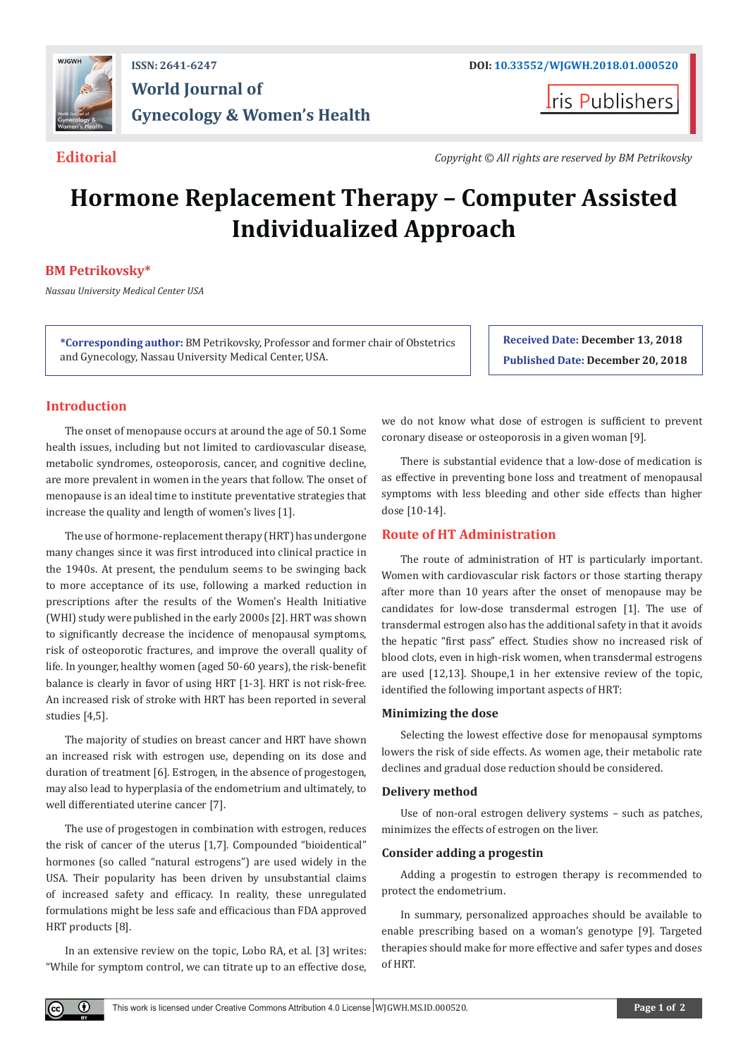**Editorial**

*Copyright © All rights are reserved by BM Petrikovsky*

# Hormone Replacement Therapy – Computer Assisted Individualized Approach

**BM Petrikovsky***

*Nassau University Medical Center USA*

***Corresponding author:** BM Petrikovsky, Professor and former chair of Obstetrics and Gynecology, Nassau University Medical Center, USA.

**Received Date:** December 13, 2018

**Published Date:** December 20, 2018

## Introduction

The onset of menopause occurs at around the age of 50.1 Some health issues, including but not limited to cardiovascular disease, metabolic syndromes, osteoporosis, cancer, and cognitive decline, are more prevalent in women in the years that follow. The onset of menopause is an ideal time to institute preventative strategies that increase the quality and length of women's lives [1].

The use of hormone-replacement therapy (HRT) has undergone many changes since it was first introduced into clinical practice in the 1940s. At present, the pendulum seems to be swinging back to more acceptance of its use, following a marked reduction in prescriptions after the results of the Women's Health Initiative (WHI) study were published in the early 2000s [2]. HRT was shown to significantly decrease the incidence of menopausal symptoms, risk of osteoporotic fractures, and improve the overall quality of life. In younger, healthy women (aged 50-60 years), the risk-benefit balance is clearly in favor of using HRT [1-3]. HRT is not risk-free. An increased risk of stroke with HRT has been reported in several studies [4,5].

The majority of studies on breast cancer and HRT have shown an increased risk with estrogen use, depending on its dose and duration of treatment [6]. Estrogen, in the absence of progestogen, may also lead to hyperplasia of the endometrium and ultimately, to well differentiated uterine cancer [7].

The use of progestogen in combination with estrogen, reduces the risk of cancer of the uterus [1,7]. Compounded "bioidentical" hormones (so called "natural estrogens") are used widely in the USA. Their popularity has been driven by unsubstantial claims of increased safety and efficacy. In reality, these unregulated formulations might be less safe and efficacious than FDA approved HRT products [8].

In an extensive review on the topic, Lobo RA, et al. [3] writes: "While for symptom control, we can titrate up to an effective dose, we do not know what dose of estrogen is sufficient to prevent coronary disease or osteoporosis in a given woman [9].

There is substantial evidence that a low-dose of medication is as effective in preventing bone loss and treatment of menopausal symptoms with less bleeding and other side effects than higher dose [10-14].

## Route of HT Administration

The route of administration of HT is particularly important. Women with cardiovascular risk factors or those starting therapy after more than 10 years after the onset of menopause may be candidates for low-dose transdermal estrogen [1]. The use of transdermal estrogen also has the additional safety in that it avoids the hepatic "first pass" effect. Studies show no increased risk of blood clots, even in high-risk women, when transdermal estrogens are used [12,13]. Shoupe,1 in her extensive review of the topic, identified the following important aspects of HRT:

### Minimizing the dose

Selecting the lowest effective dose for menopausal symptoms lowers the risk of side effects. As women age, their metabolic rate declines and gradual dose reduction should be considered.

### Delivery method

Use of non-oral estrogen delivery systems – such as patches, minimizes the effects of estrogen on the liver.

### Consider adding a progestin

Adding a progestin to estrogen therapy is recommended to protect the endometrium.

In summary, personalized approaches should be available to enable prescribing based on a woman's genotype [9]. Targeted therapies should make for more effective and safer types and doses of HRT.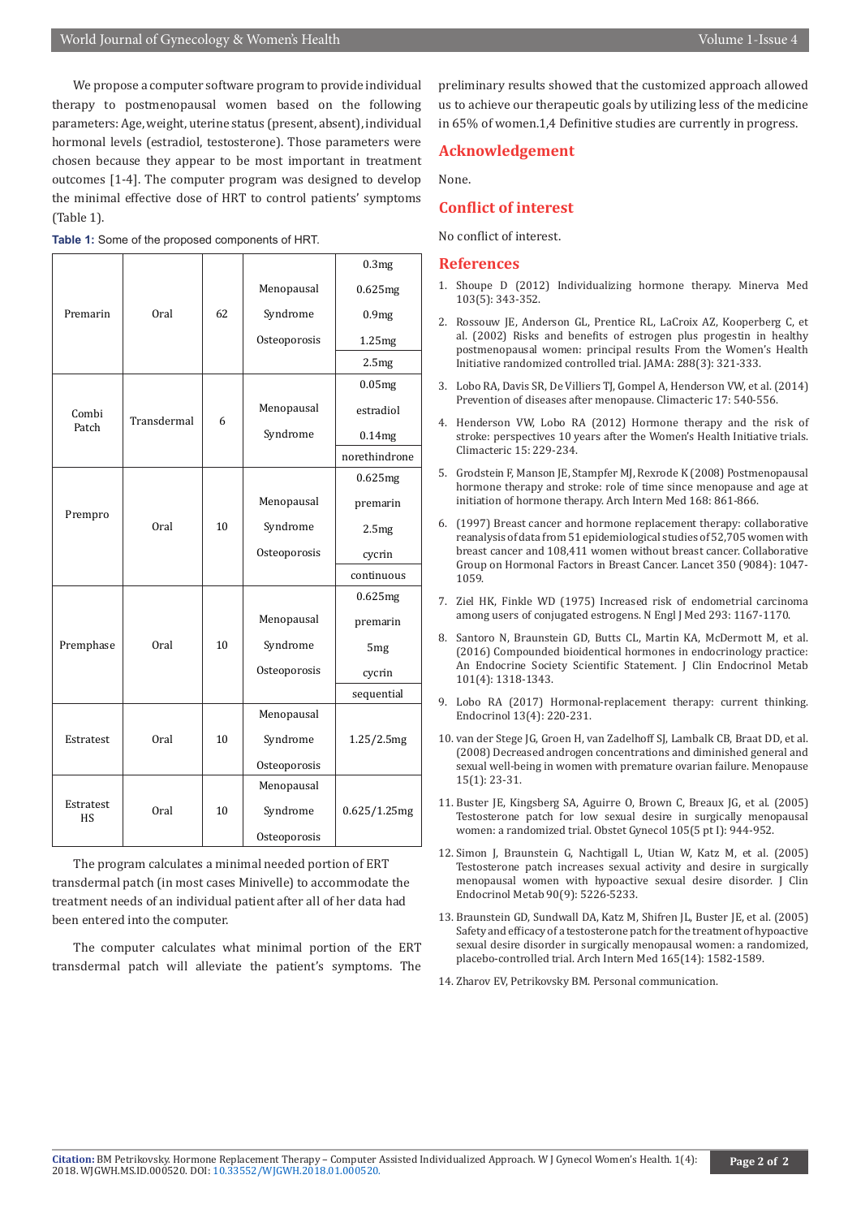We propose a computer software program to provide individual therapy to postmenopausal women based on the following parameters: Age, weight, uterine status (present, absent), individual hormonal levels (estradiol, testosterone). Those parameters were chosen because they appear to be most important in treatment outcomes [1-4]. The computer program was designed to develop the minimal effective dose of HRT to control patients' symptoms (Table 1).

**Table 1:** Some of the proposed components of HRT.

| | | | | |
|---|---|---|---|---|
| Premarin | Oral | 62 | Menopausal Syndrome Osteoporosis | 0.3mg 0.625mg 0.9mg 1.25mg |
| | | | | 2.5mg |
| Combi Patch | Transdermal | 6 | Menopausal Syndrome | 0.05mg estradiol 0.14mg |
| | | | | norethindrone |
| Prempro | Oral | 10 | Menopausal Syndrome Osteoporosis | 0.625mg premarin 2.5mg cycrin |
| | | | | continuous |
| Premphase | Oral | 10 | Menopausal Syndrome Osteoporosis | 0.625mg premarin 5mg cycrin |
| | | | | sequential |
| Estratest | Oral | 10 | Menopausal Syndrome Osteoporosis | 1.25/2.5mg |
| Estratest HS | Oral | 10 | Menopausal Syndrome Osteoporosis | 0.625/1.25mg |

The program calculates a minimal needed portion of ERT transdermal patch (in most cases Minivelle) to accommodate the treatment needs of an individual patient after all of her data had been entered into the computer.

The computer calculates what minimal portion of the ERT transdermal patch will alleviate the patient's symptoms. The preliminary results showed that the customized approach allowed us to achieve our therapeutic goals by utilizing less of the medicine in 65% of women.1,4 Definitive studies are currently in progress.

## Acknowledgement

None.

## Conflict of interest

No conflict of interest.

## References

1. Shoupe D (2012) Individualizing hormone therapy. Minerva Med 103(5): 343-352.
2. Rossouw JE, Anderson GL, Prentice RL, LaCroix AZ, Kooperberg C, et al. (2002) Risks and benefits of estrogen plus progestin in healthy postmenopausal women: principal results From the Women's Health Initiative randomized controlled trial. JAMA: 288(3): 321-333.
3. Lobo RA, Davis SR, De Villiers TJ, Gompel A, Henderson VW, et al. (2014) Prevention of diseases after menopause. Climacteric 17: 540-556.
4. Henderson VW, Lobo RA (2012) Hormone therapy and the risk of stroke: perspectives 10 years after the Women's Health Initiative trials. Climacteric 15: 229-234.
5. Grodstein F, Manson JE, Stampfer MJ, Rexrode K (2008) Postmenopausal hormone therapy and stroke: role of time since menopause and age at initiation of hormone therapy. Arch Intern Med 168: 861-866.
6. (1997) Breast cancer and hormone replacement therapy: collaborative reanalysis of data from 51 epidemiological studies of 52,705 women with breast cancer and 108,411 women without breast cancer. Collaborative Group on Hormonal Factors in Breast Cancer. Lancet 350 (9084): 1047-1059.
7. Ziel HK, Finkle WD (1975) Increased risk of endometrial carcinoma among users of conjugated estrogens. N Engl J Med 293: 1167-1170.
8. Santoro N, Braunstein GD, Butts CL, Martin KA, McDermott M, et al. (2016) Compounded bioidentical hormones in endocrinology practice: An Endocrine Society Scientific Statement. J Clin Endocrinol Metab 101(4): 1318-1343.
9. Lobo RA (2017) Hormonal-replacement therapy: current thinking. Endocrinol 13(4): 220-231.
10. van der Stege JG, Groen H, van Zadelhoff SJ, Lambalk CB, Braat DD, et al. (2008) Decreased androgen concentrations and diminished general and sexual well-being in women with premature ovarian failure. Menopause 15(1): 23-31.
11. Buster JE, Kingsberg SA, Aguirre O, Brown C, Breaux JG, et al. (2005) Testosterone patch for low sexual desire in surgically menopausal women: a randomized trial. Obstet Gynecol 105(5 pt I): 944-952.
12. Simon J, Braunstein G, Nachtigall L, Utian W, Katz M, et al. (2005) Testosterone patch increases sexual activity and desire in surgically menopausal women with hypoactive sexual desire disorder. J Clin Endocrinol Metab 90(9): 5226-5233.
13. Braunstein GD, Sundwall DA, Katz M, Shifren JL, Buster JE, et al. (2005) Safety and efficacy of a testosterone patch for the treatment of hypoactive sexual desire disorder in surgically menopausal women: a randomized, placebo-controlled trial. Arch Intern Med 165(14): 1582-1589.
14. Zharov EV, Petrikovsky BM. Personal communication.

**Citation:** BM Petrikovsky. Hormone Replacement Therapy – Computer Assisted Individualized Approach. W J Gynecol Women's Health. 1(4): 2018. WJGWH.MS.ID.000520. DOI: 10.33552/WJGWH.2018.01.000520.